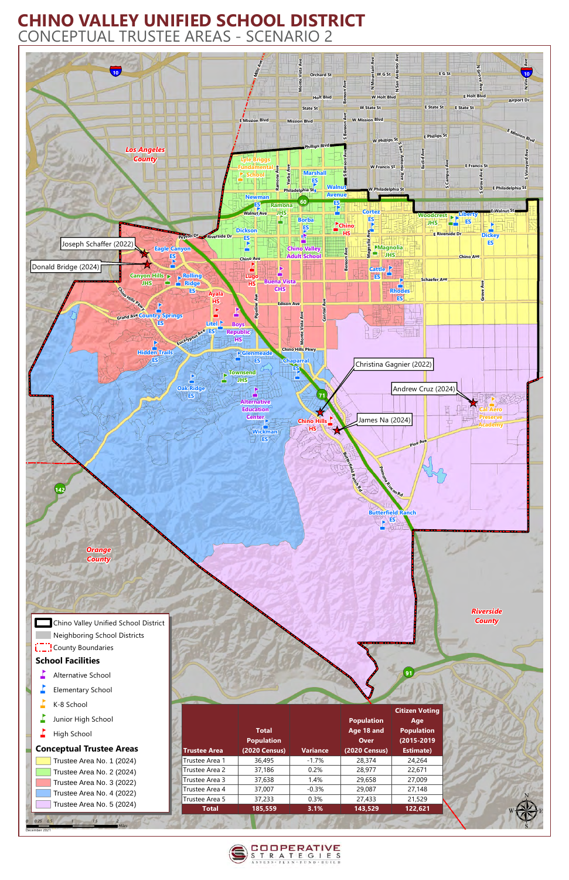# CHINO VALLEY UNIFIED SCHOOL DISTRICT

## CONCEPTUAL TRUSTEE AREAS - SCENARIO 2

Joseph Schaffer (2022)

Donald Bridge (2024)

Christina Gagnier (2022)

Andrew Cruz (2024)

James Na (2024)

Los Angeles County

Orange County

Riverside County

**Legend**

- Chino Valley Unified School District
- Neighboring School Districts
- County Boundaries

**School Facilities**

- Alternative School
- Elementary School
- K-8 School
- Junior High School
- High School

**Conceptual Trustee Areas**

- Trustee Area No. 1 (2024)
- Trustee Area No. 2 (2024)
- Trustee Area No. 3 (2022)
- Trustee Area No. 4 (2022)
- Trustee Area No. 5 (2024)

| Trustee Area | Total Population (2020 Census) | Variance | Population Age 18 and Over (2020 Census) | Citizen Voting Age Population (2015-2019 Estimate) |
|---|---|---|---|---|
| Trustee Area 1 | 36,495 | -1.7% | 28,374 | 24,264 |
| Trustee Area 2 | 37,186 | 0.2% | 28,977 | 22,671 |
| Trustee Area 3 | 37,638 | 1.4% | 29,658 | 27,009 |
| Trustee Area 4 | 37,007 | -0.3% | 29,087 | 27,148 |
| Trustee Area 5 | 37,233 | 0.3% | 27,433 | 21,529 |
| Total | 185,559 | 3.1% | 143,529 | 122,621 |

December 2021

COOPERATIVE STRATEGIES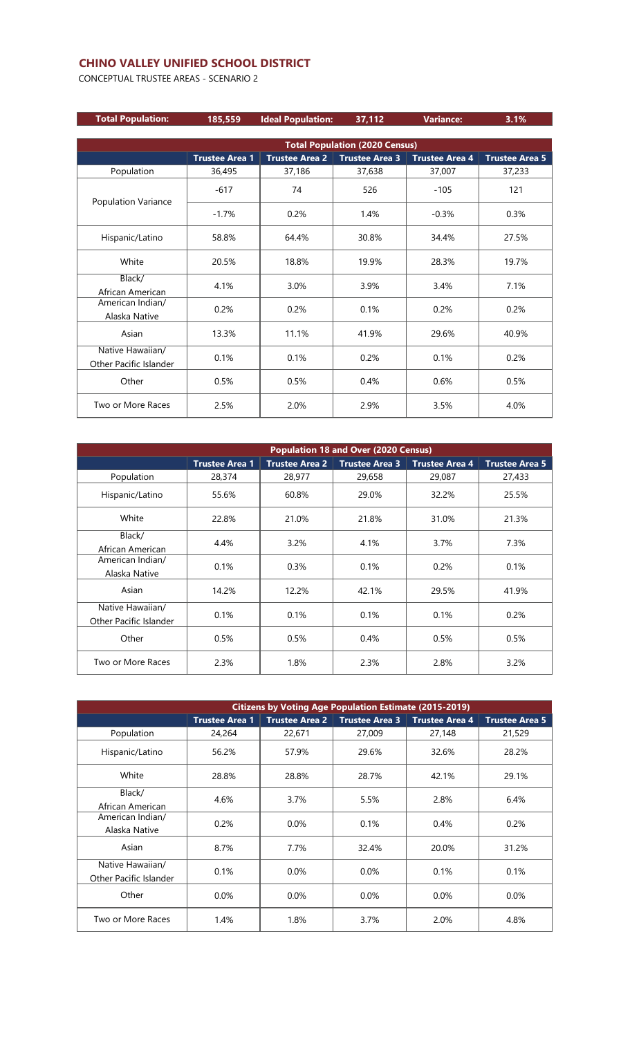## CHINO VALLEY UNIFIED SCHOOL DISTRICT

CONCEPTUAL TRUSTEE AREAS - SCENARIO 2

| Total Population: | 185,559 | Ideal Population: | 37,112 | Variance: | 3.1% |
|---|---|---|---|---|---|

| Total Population (2020 Census) | | | | | |
|---|---|---|---|---|---|
| | Trustee Area 1 | Trustee Area 2 | Trustee Area 3 | Trustee Area 4 | Trustee Area 5 |
| Population | 36,495 | 37,186 | 37,638 | 37,007 | 37,233 |
| Population Variance | -617 | 74 | 526 | -105 | 121 |
| | -1.7% | 0.2% | 1.4% | -0.3% | 0.3% |
| Hispanic/Latino | 58.8% | 64.4% | 30.8% | 34.4% | 27.5% |
| White | 20.5% | 18.8% | 19.9% | 28.3% | 19.7% |
| Black/ African American | 4.1% | 3.0% | 3.9% | 3.4% | 7.1% |
| American Indian/ Alaska Native | 0.2% | 0.2% | 0.1% | 0.2% | 0.2% |
| Asian | 13.3% | 11.1% | 41.9% | 29.6% | 40.9% |
| Native Hawaiian/ Other Pacific Islander | 0.1% | 0.1% | 0.2% | 0.1% | 0.2% |
| Other | 0.5% | 0.5% | 0.4% | 0.6% | 0.5% |
| Two or More Races | 2.5% | 2.0% | 2.9% | 3.5% | 4.0% |

| Population 18 and Over (2020 Census) | | | | | |
|---|---|---|---|---|---|
| | Trustee Area 1 | Trustee Area 2 | Trustee Area 3 | Trustee Area 4 | Trustee Area 5 |
| Population | 28,374 | 28,977 | 29,658 | 29,087 | 27,433 |
| Hispanic/Latino | 55.6% | 60.8% | 29.0% | 32.2% | 25.5% |
| White | 22.8% | 21.0% | 21.8% | 31.0% | 21.3% |
| Black/ African American | 4.4% | 3.2% | 4.1% | 3.7% | 7.3% |
| American Indian/ Alaska Native | 0.1% | 0.3% | 0.1% | 0.2% | 0.1% |
| Asian | 14.2% | 12.2% | 42.1% | 29.5% | 41.9% |
| Native Hawaiian/ Other Pacific Islander | 0.1% | 0.1% | 0.1% | 0.1% | 0.2% |
| Other | 0.5% | 0.5% | 0.4% | 0.5% | 0.5% |
| Two or More Races | 2.3% | 1.8% | 2.3% | 2.8% | 3.2% |

| Citizens by Voting Age Population Estimate (2015-2019) | | | | | |
|---|---|---|---|---|---|
| | Trustee Area 1 | Trustee Area 2 | Trustee Area 3 | Trustee Area 4 | Trustee Area 5 |
| Population | 24,264 | 22,671 | 27,009 | 27,148 | 21,529 |
| Hispanic/Latino | 56.2% | 57.9% | 29.6% | 32.6% | 28.2% |
| White | 28.8% | 28.8% | 28.7% | 42.1% | 29.1% |
| Black/ African American | 4.6% | 3.7% | 5.5% | 2.8% | 6.4% |
| American Indian/ Alaska Native | 0.2% | 0.0% | 0.1% | 0.4% | 0.2% |
| Asian | 8.7% | 7.7% | 32.4% | 20.0% | 31.2% |
| Native Hawaiian/ Other Pacific Islander | 0.1% | 0.0% | 0.0% | 0.1% | 0.1% |
| Other | 0.0% | 0.0% | 0.0% | 0.0% | 0.0% |
| Two or More Races | 1.4% | 1.8% | 3.7% | 2.0% | 4.8% |